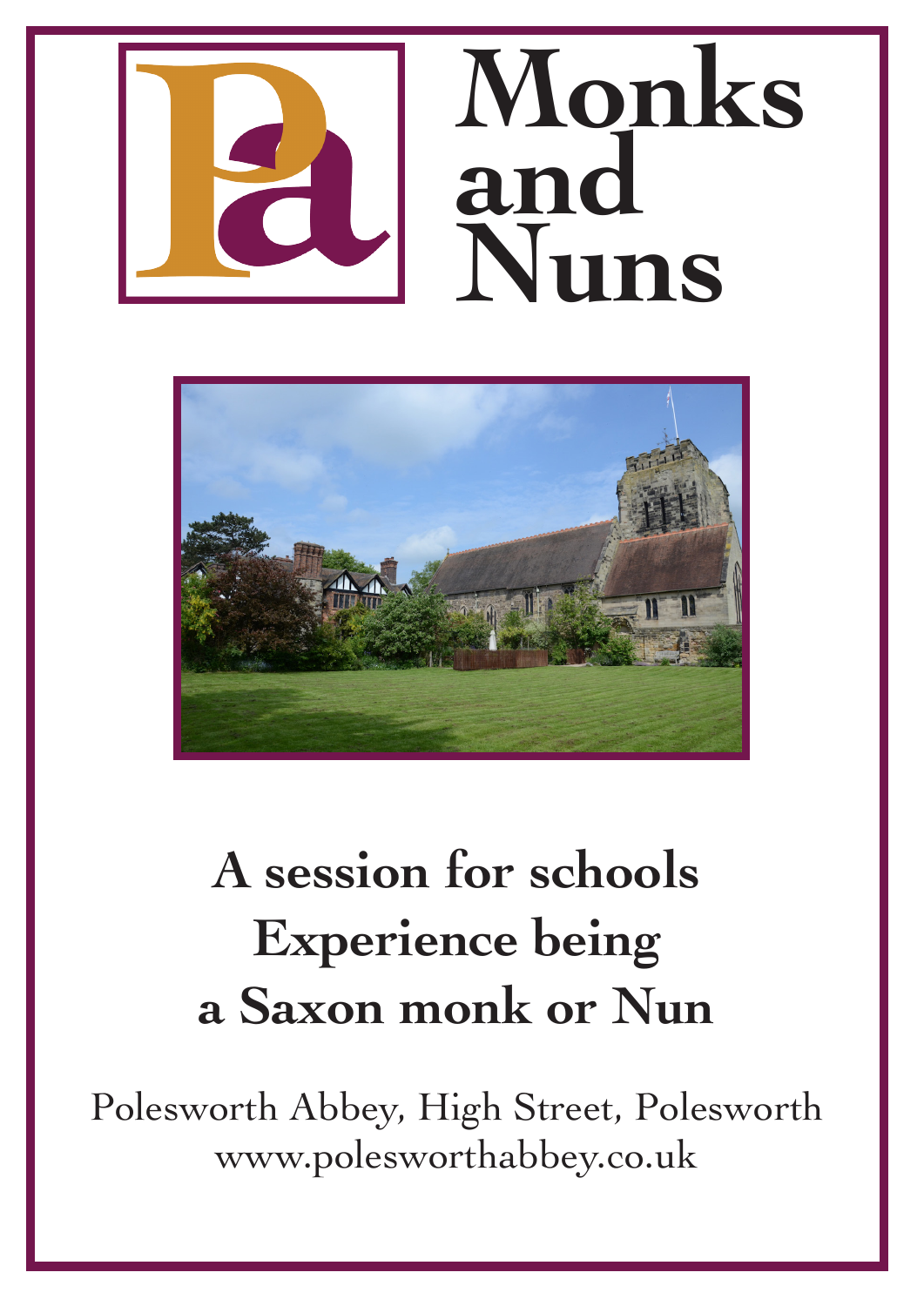# Monks and Nuns

## A session for schools
## Experience being a Saxon monk or Nun

Polesworth Abbey, High Street, Polesworth
www.poleswortha bbey.co.uk

# Monks and Nuns

## A session for schools
## Experience being a Saxon monk or Nun

Polesworth Abbey, High Street, Polesworth
www.polesworthabbey.co.uk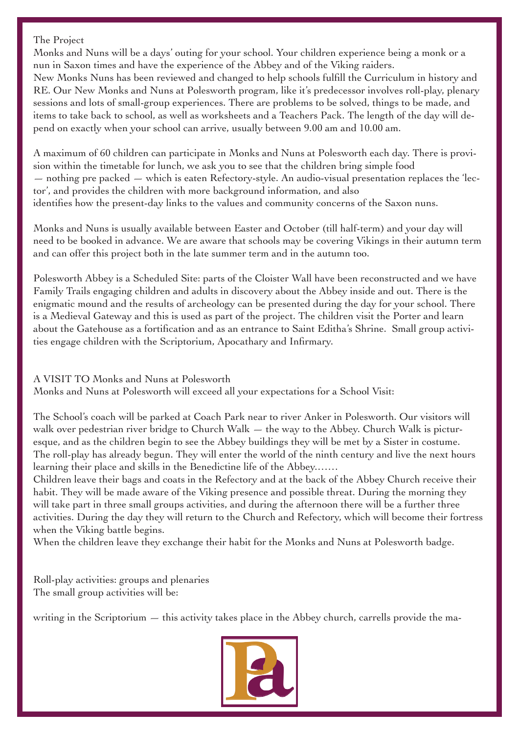## The Project

Monks and Nuns will be a days' outing for your school. Your children experience being a monk or a nun in Saxon times and have the experience of the Abbey and of the Viking raiders.

New Monks Nuns has been reviewed and changed to help schools fulfill the Curriculum in history and RE. Our New Monks and Nuns at Polesworth program, like it's predecessor involves roll-play, plenary sessions and lots of small-group experiences. There are problems to be solved, things to be made, and items to take back to school, as well as worksheets and a Teachers Pack. The length of the day will depend on exactly when your school can arrive, usually between 9.00 am and 10.00 am.

A maximum of 60 children can participate in Monks and Nuns at Polesworth each day. There is provision within the timetable for lunch, we ask you to see that the children bring simple food — nothing pre packed — which is eaten Refectory-style. An audio-visual presentation replaces the 'lector', and provides the children with more background information, and also identifies how the present-day links to the values and community concerns of the Saxon nuns.

Monks and Nuns is usually available between Easter and October (till half-term) and your day will need to be booked in advance. We are aware that schools may be covering Vikings in their autumn term and can offer this project both in the late summer term and in the autumn too.

Polesworth Abbey is a Scheduled Site: parts of the Cloister Wall have been reconstructed and we have Family Trails engaging children and adults in discovery about the Abbey inside and out. There is the enigmatic mound and the results of archeology can be presented during the day for your school. There is a Medieval Gateway and this is used as part of the project. The children visit the Porter and learn about the Gatehouse as a fortification and as an entrance to Saint Editha's Shrine. Small group activities engage children with the Scriptorium, Apocathary and Infirmary.

## A VISIT TO Monks and Nuns at Polesworth

Monks and Nuns at Polesworth will exceed all your expectations for a School Visit:

The School's coach will be parked at Coach Park near to river Anker in Polesworth. Our visitors will walk over pedestrian river bridge to Church Walk — the way to the Abbey. Church Walk is picturesque, and as the children begin to see the Abbey buildings they will be met by a Sister in costume. The roll-play has already begun. They will enter the world of the ninth century and live the next hours learning their place and skills in the Benedictine life of the Abbey……

Children leave their bags and coats in the Refectory and at the back of the Abbey Church receive their habit. They will be made aware of the Viking presence and possible threat. During the morning they will take part in three small groups activities, and during the afternoon there will be a further three activities. During the day they will return to the Church and Refectory, which will become their fortress when the Viking battle begins.

When the children leave they exchange their habit for the Monks and Nuns at Polesworth badge.

## Roll-play activities: groups and plenaries

The small group activities will be:

writing in the Scriptorium — this activity takes place in the Abbey church, carrells provide the ma-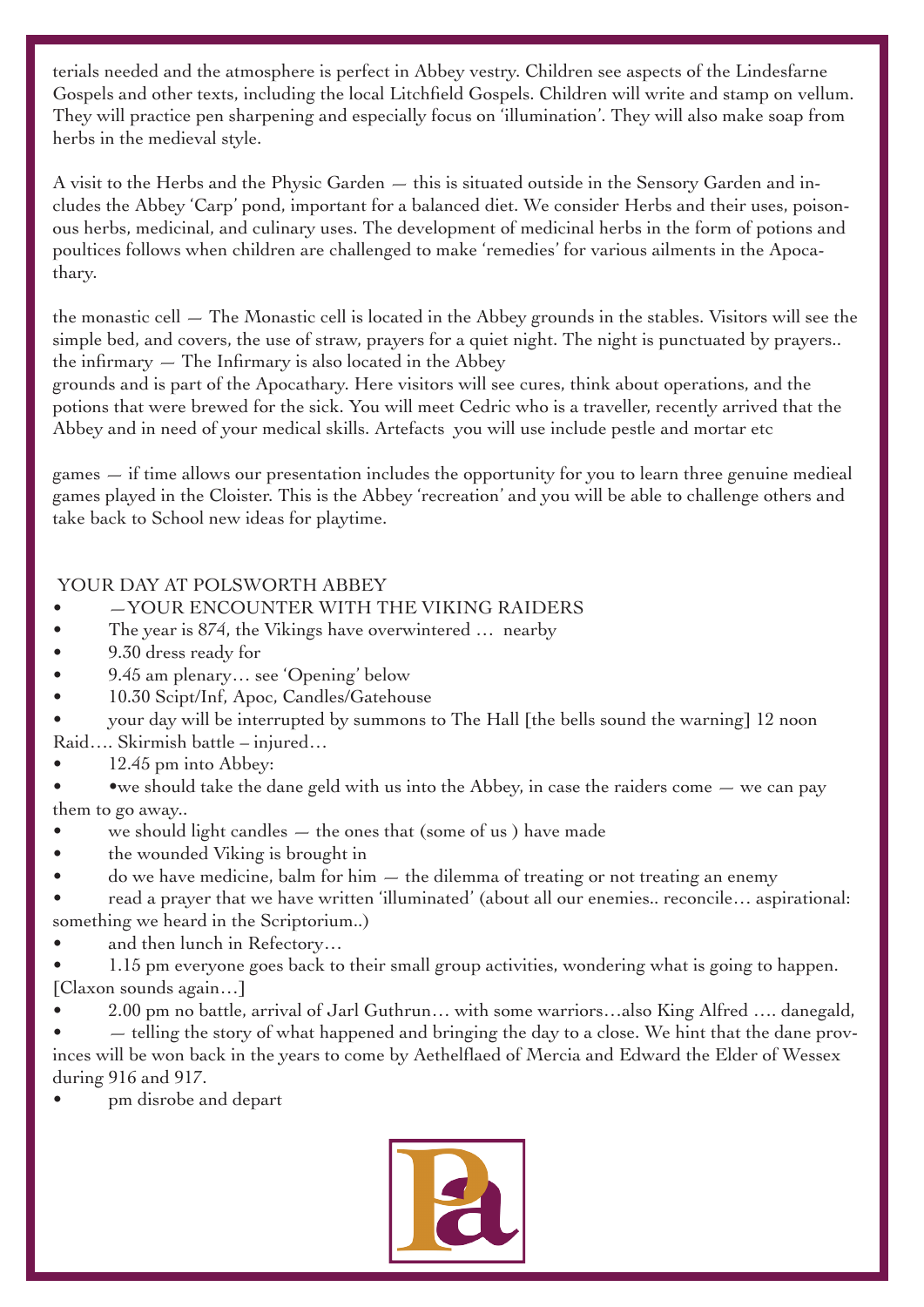terials needed and the atmosphere is perfect in Abbey vestry. Children see aspects of the Lindesfarne Gospels and other texts, including the local Litchfield Gospels. Children will write and stamp on vellum. They will practice pen sharpening and especially focus on 'illumination'. They will also make soap from herbs in the medieval style.

A visit to the Herbs and the Physic Garden — this is situated outside in the Sensory Garden and includes the Abbey 'Carp' pond, important for a balanced diet. We consider Herbs and their uses, poisonous herbs, medicinal, and culinary uses. The development of medicinal herbs in the form of potions and poultices follows when children are challenged to make 'remedies' for various ailments in the Apocathary.

the monastic cell — The Monastic cell is located in the Abbey grounds in the stables. Visitors will see the simple bed, and covers, the use of straw, prayers for a quiet night. The night is punctuated by prayers..
the infirmary — The Infirmary is also located in the Abbey
grounds and is part of the Apocathary. Here visitors will see cures, think about operations, and the potions that were brewed for the sick. You will meet Cedric who is a traveller, recently arrived that the Abbey and in need of your medical skills. Artefacts you will use include pestle and mortar etc

games — if time allows our presentation includes the opportunity for you to learn three genuine medieal games played in the Cloister. This is the Abbey 'recreation' and you will be able to challenge others and take back to School new ideas for playtime.

YOUR DAY AT POLSWORTH ABBEY

- —YOUR ENCOUNTER WITH THE VIKING RAIDERS
- The year is 874, the Vikings have overwintered … nearby
- 9.30 dress ready for
- 9.45 am plenary… see 'Opening' below
- 10.30 Scipt/Inf, Apoc, Candles/Gatehouse
- your day will be interrupted by summons to The Hall [the bells sound the warning] 12 noon Raid…. Skirmish battle – injured…
- 12.45 pm into Abbey:
- •we should take the dane geld with us into the Abbey, in case the raiders come — we can pay them to go away..
- we should light candles — the ones that (some of us ) have made
- the wounded Viking is brought in
- do we have medicine, balm for him — the dilemma of treating or not treating an enemy
- read a prayer that we have written 'illuminated' (about all our enemies.. reconcile… aspirational: something we heard in the Scriptorium..)
- and then lunch in Refectory…
- 1.15 pm everyone goes back to their small group activities, wondering what is going to happen. [Claxon sounds again…]
- 2.00 pm no battle, arrival of Jarl Guthrun… with some warriors…also King Alfred …. danegald,
- — telling the story of what happened and bringing the day to a close. We hint that the dane provinces will be won back in the years to come by Aethelflaed of Mercia and Edward the Elder of Wessex during 916 and 917.
- pm disrobe and depart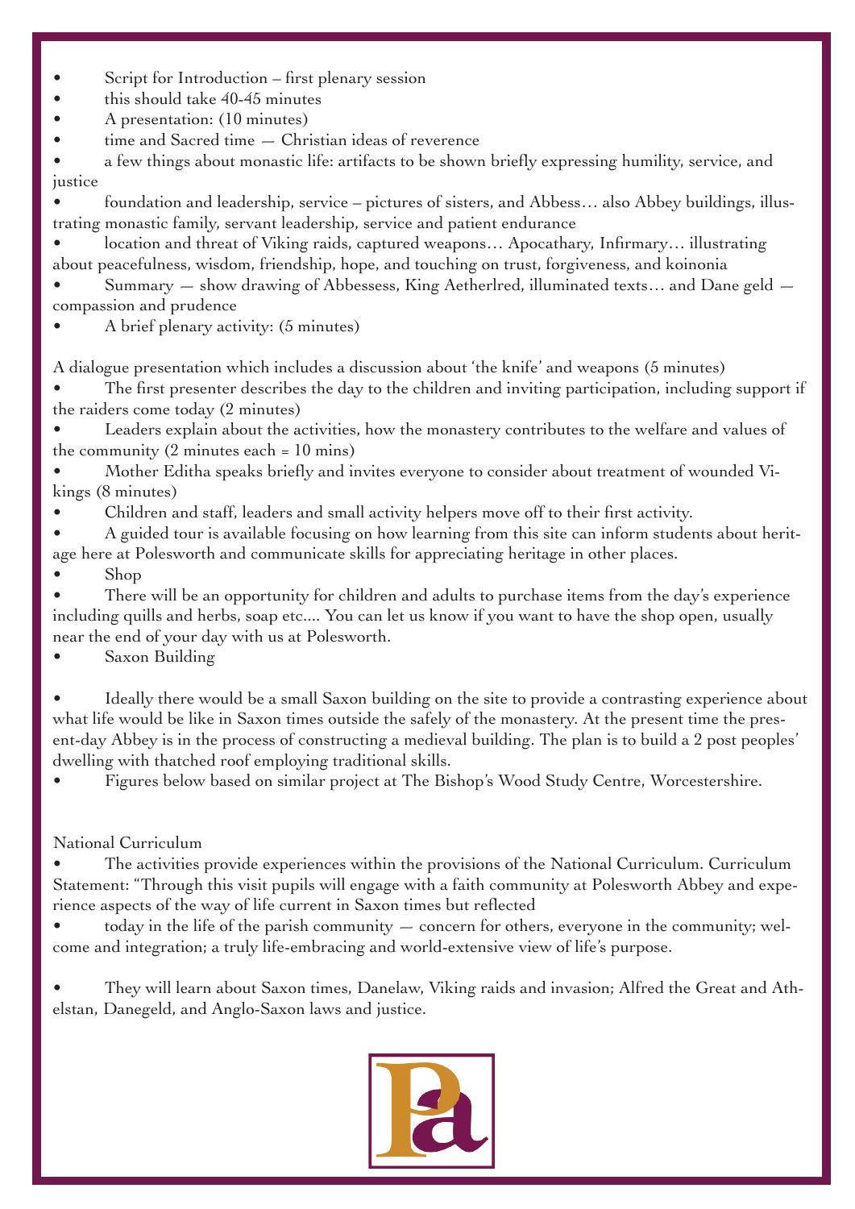- Script for Introduction – first plenary session
- this should take 40-45 minutes
- A presentation: (10 minutes)
- time and Sacred time — Christian ideas of reverence
- a few things about monastic life: artifacts to be shown briefly expressing humility, service, and justice
- foundation and leadership, service – pictures of sisters, and Abbess… also Abbey buildings, illustrating monastic family, servant leadership, service and patient endurance
- location and threat of Viking raids, captured weapons… Apocathary, Infirmary… illustrating about peacefulness, wisdom, friendship, hope, and touching on trust, forgiveness, and koinonia
- Summary — show drawing of Abbessess, King Aetherlred, illuminated texts… and Dane geld — compassion and prudence
- A brief plenary activity: (5 minutes)

A dialogue presentation which includes a discussion about 'the knife' and weapons (5 minutes)

- The first presenter describes the day to the children and inviting participation, including support if the raiders come today (2 minutes)
- Leaders explain about the activities, how the monastery contributes to the welfare and values of the community (2 minutes each = 10 mins)
- Mother Editha speaks briefly and invites everyone to consider about treatment of wounded Vikings (8 minutes)
- Children and staff, leaders and small activity helpers move off to their first activity.
- A guided tour is available focusing on how learning from this site can inform students about heritage here at Polesworth and communicate skills for appreciating heritage in other places.
- Shop
- There will be an opportunity for children and adults to purchase items from the day's experience including quills and herbs, soap etc.... You can let us know if you want to have the shop open, usually near the end of your day with us at Polesworth.
- Saxon Building

- Ideally there would be a small Saxon building on the site to provide a contrasting experience about what life would be like in Saxon times outside the safely of the monastery. At the present time the present-day Abbey is in the process of constructing a medieval building. The plan is to build a 2 post peoples' dwelling with thatched roof employing traditional skills.
- Figures below based on similar project at The Bishop's Wood Study Centre, Worcestershire.

National Curriculum

- The activities provide experiences within the provisions of the National Curriculum. Curriculum Statement: "Through this visit pupils will engage with a faith community at Polesworth Abbey and experience aspects of the way of life current in Saxon times but reflected
- today in the life of the parish community — concern for others, everyone in the community; welcome and integration; a truly life-embracing and world-extensive view of life's purpose.

- They will learn about Saxon times, Danelaw, Viking raids and invasion; Alfred the Great and Athelstan, Danegeld, and Anglo-Saxon laws and justice.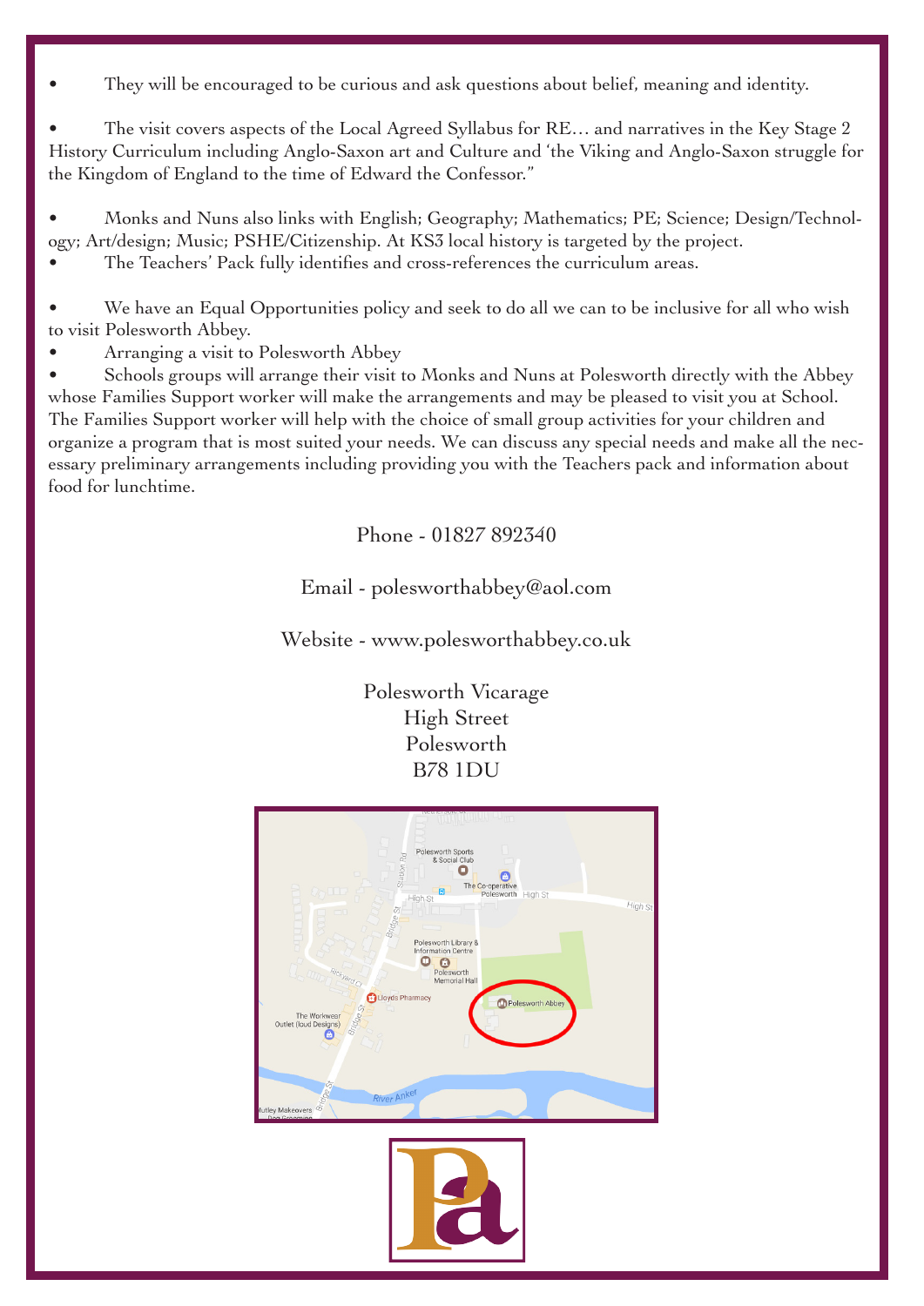- They will be encouraged to be curious and ask questions about belief, meaning and identity.

- The visit covers aspects of the Local Agreed Syllabus for RE… and narratives in the Key Stage 2 History Curriculum including Anglo-Saxon art and Culture and 'the Viking and Anglo-Saxon struggle for the Kingdom of England to the time of Edward the Confessor."

- Monks and Nuns also links with English; Geography; Mathematics; PE; Science; Design/Technology; Art/design; Music; PSHE/Citizenship. At KS3 local history is targeted by the project.
- The Teachers' Pack fully identifies and cross-references the curriculum areas.

- We have an Equal Opportunities policy and seek to do all we can to be inclusive for all who wish to visit Polesworth Abbey.
- Arranging a visit to Polesworth Abbey
- Schools groups will arrange their visit to Monks and Nuns at Polesworth directly with the Abbey whose Families Support worker will make the arrangements and may be pleased to visit you at School. The Families Support worker will help with the choice of small group activities for your children and organize a program that is most suited your needs. We can discuss any special needs and make all the necessary preliminary arrangements including providing you with the Teachers pack and information about food for lunchtime.

Phone - 01827 892340

Email - polesworthabbey@aol.com

Website - www.polesworthabbey.co.uk

Polesworth Vicarage
High Street
Polesworth
B78 1DU